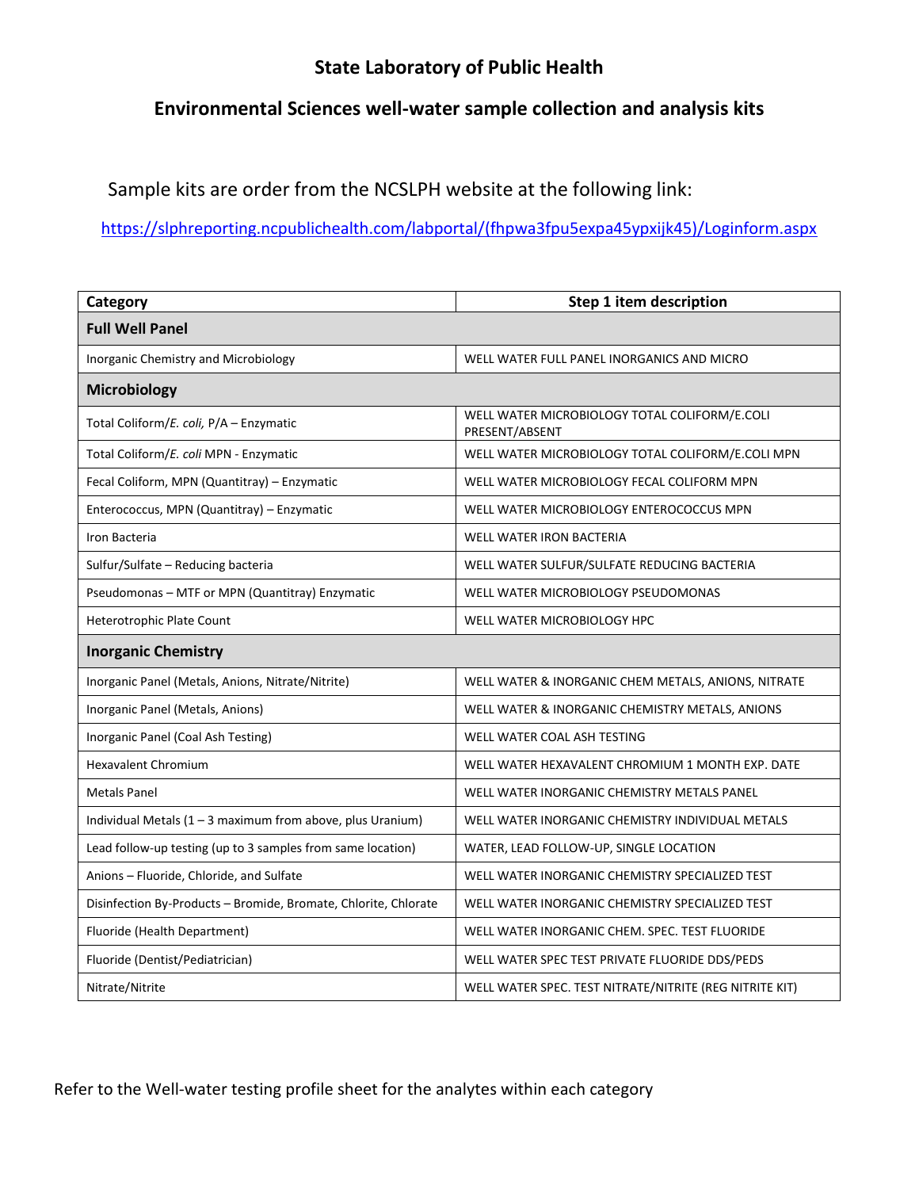# State Laboratory of Public Health

## Environmental Sciences well-water sample collection and analysis kits

Sample kits are order from the NCSLPH website at the following link:

https://slphreporting.ncpublichealth.com/labportal/(fhpwa3fpu5expa45ypxijk45)/Loginform.aspx

| Category | Step 1 item description |
|---|---|
| **Full Well Panel** | |
| Inorganic Chemistry and Microbiology | WELL WATER FULL PANEL INORGANICS AND MICRO |
| **Microbiology** | |
| Total Coliform/*E. coli,* P/A – Enzymatic | WELL WATER MICROBIOLOGY TOTAL COLIFORM/E.COLI PRESENT/ABSENT |
| Total Coliform/*E. coli* MPN - Enzymatic | WELL WATER MICROBIOLOGY TOTAL COLIFORM/E.COLI MPN |
| Fecal Coliform, MPN (Quantitray) – Enzymatic | WELL WATER MICROBIOLOGY FECAL COLIFORM MPN |
| Enterococcus, MPN (Quantitray) – Enzymatic | WELL WATER MICROBIOLOGY ENTEROCOCCUS MPN |
| Iron Bacteria | WELL WATER IRON BACTERIA |
| Sulfur/Sulfate – Reducing bacteria | WELL WATER SULFUR/SULFATE REDUCING BACTERIA |
| Pseudomonas – MTF or MPN (Quantitray) Enzymatic | WELL WATER MICROBIOLOGY PSEUDOMONAS |
| Heterotrophic Plate Count | WELL WATER MICROBIOLOGY HPC |
| **Inorganic Chemistry** | |
| Inorganic Panel (Metals, Anions, Nitrate/Nitrite) | WELL WATER & INORGANIC CHEM METALS, ANIONS, NITRATE |
| Inorganic Panel (Metals, Anions) | WELL WATER & INORGANIC CHEMISTRY METALS, ANIONS |
| Inorganic Panel (Coal Ash Testing) | WELL WATER COAL ASH TESTING |
| Hexavalent Chromium | WELL WATER HEXAVALENT CHROMIUM 1 MONTH EXP. DATE |
| Metals Panel | WELL WATER INORGANIC CHEMISTRY METALS PANEL |
| Individual Metals (1 – 3 maximum from above, plus Uranium) | WELL WATER INORGANIC CHEMISTRY INDIVIDUAL METALS |
| Lead follow-up testing (up to 3 samples from same location) | WATER, LEAD FOLLOW-UP, SINGLE LOCATION |
| Anions – Fluoride, Chloride, and Sulfate | WELL WATER INORGANIC CHEMISTRY SPECIALIZED TEST |
| Disinfection By-Products – Bromide, Bromate, Chlorite, Chlorate | WELL WATER INORGANIC CHEMISTRY SPECIALIZED TEST |
| Fluoride (Health Department) | WELL WATER INORGANIC CHEM. SPEC. TEST FLUORIDE |
| Fluoride (Dentist/Pediatrician) | WELL WATER SPEC TEST PRIVATE FLUORIDE DDS/PEDS |
| Nitrate/Nitrite | WELL WATER SPEC. TEST NITRATE/NITRITE (REG NITRITE KIT) |

Refer to the Well-water testing profile sheet for the analytes within each category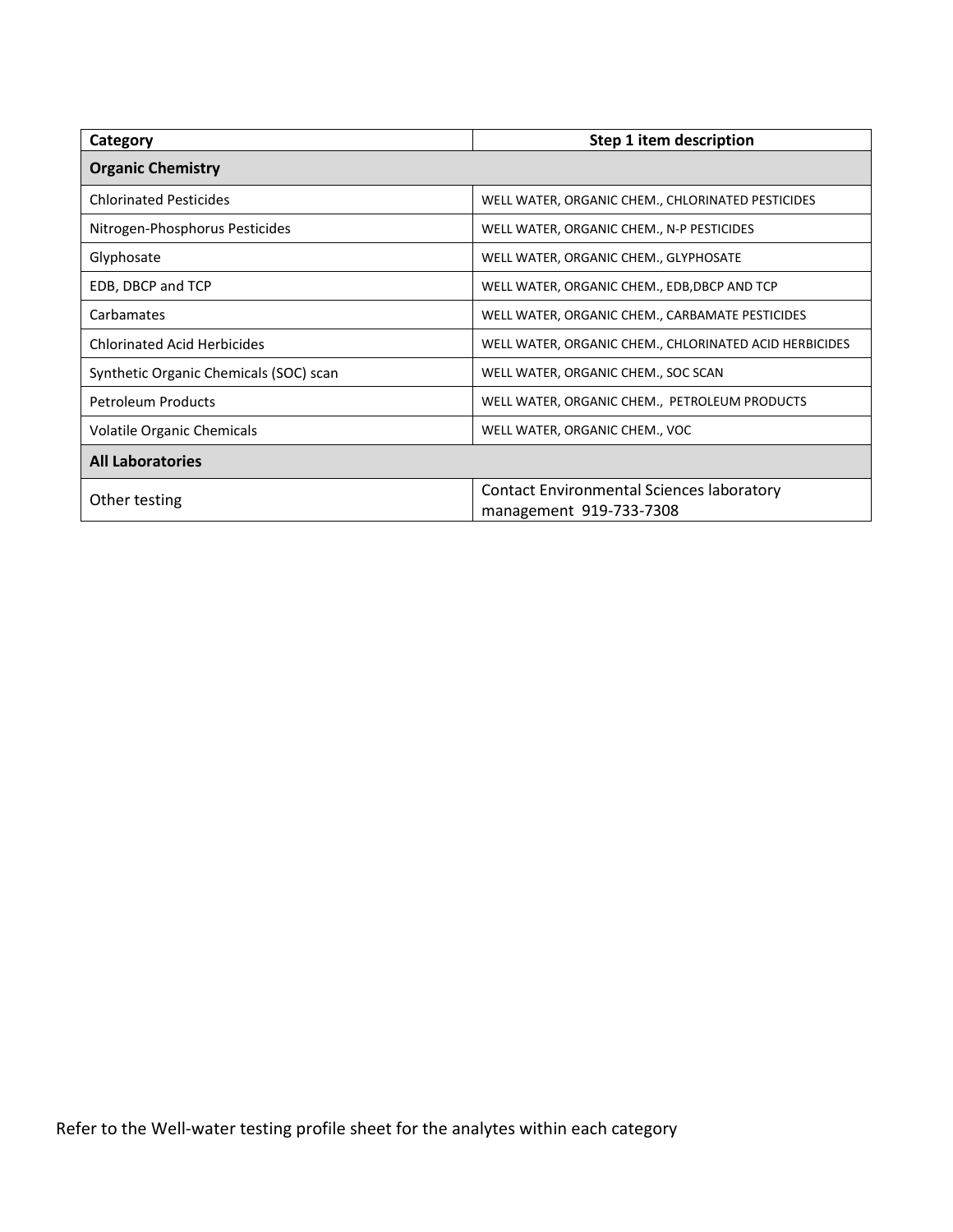| Category | Step 1 item description |
| --- | --- |
| **Organic Chemistry** | |
| Chlorinated Pesticides | WELL WATER, ORGANIC CHEM., CHLORINATED PESTICIDES |
| Nitrogen-Phosphorus Pesticides | WELL WATER, ORGANIC CHEM., N-P PESTICIDES |
| Glyphosate | WELL WATER, ORGANIC CHEM., GLYPHOSATE |
| EDB, DBCP and TCP | WELL WATER, ORGANIC CHEM., EDB,DBCP AND TCP |
| Carbamates | WELL WATER, ORGANIC CHEM., CARBAMATE PESTICIDES |
| Chlorinated Acid Herbicides | WELL WATER, ORGANIC CHEM., CHLORINATED ACID HERBICIDES |
| Synthetic Organic Chemicals (SOC) scan | WELL WATER, ORGANIC CHEM., SOC SCAN |
| Petroleum Products | WELL WATER, ORGANIC CHEM., PETROLEUM PRODUCTS |
| Volatile Organic Chemicals | WELL WATER, ORGANIC CHEM., VOC |
| **All Laboratories** | |
| Other testing | Contact Environmental Sciences laboratory management 919-733-7308 |

Refer to the Well-water testing profile sheet for the analytes within each category